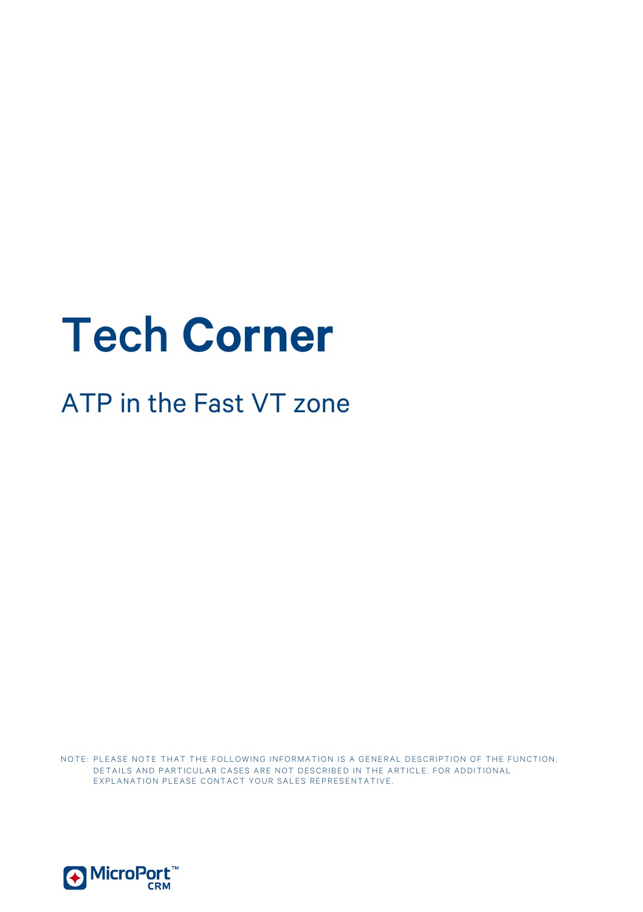# Tech Corner

## ATP in the Fast VT zone

NOTE: PLEASE NOTE THAT THE FOLLOWING INFORMATION IS A GENERAL DESCRIPTION OF THE FUNCTION. DETAILS AND PARTICULAR CASES ARE NOT DESCRIBED IN THE ARTICLE. FOR ADDITIONAL EXPLANATION PLEASE CONTACT YOUR SALES REPRESENTATIVE.

MicroPort™ CRM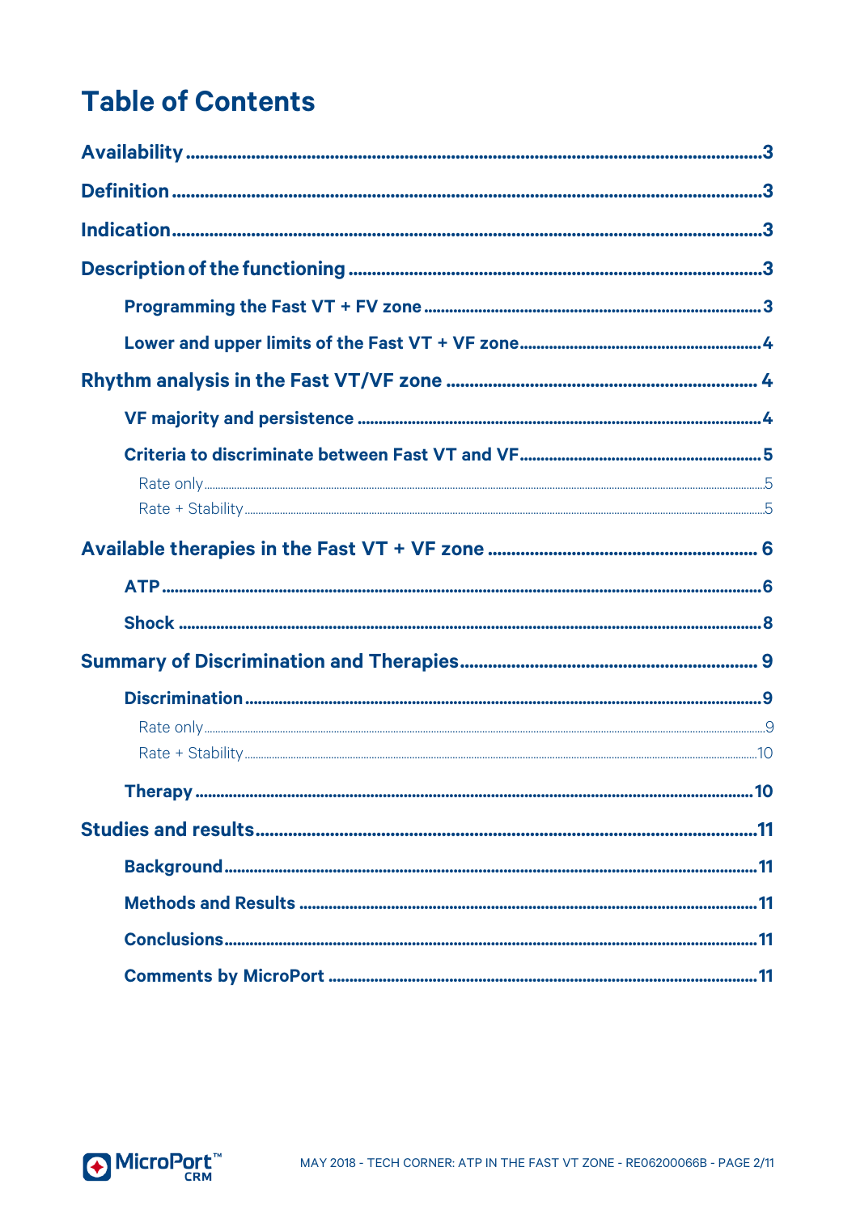# Table of Contents

**Availability** ..... 3

**Definition** ..... 3

**Indication** ..... 3

**Description of the functioning** ..... 3

- **Programming the Fast VT + FV zone** ..... 3
- **Lower and upper limits of the Fast VT + VF zone** ..... 4

**Rhythm analysis in the Fast VT/VF zone** ..... 4

- **VF majority and persistence** ..... 4
- **Criteria to discriminate between Fast VT and VF** ..... 5
  - Rate only ..... 5
  - Rate + Stability ..... 5

**Available therapies in the Fast VT + VF zone** ..... 6

- **ATP** ..... 6
- **Shock** ..... 8

**Summary of Discrimination and Therapies** ..... 9

- **Discrimination** ..... 9
  - Rate only ..... 9
  - Rate + Stability ..... 10
- **Therapy** ..... 10

**Studies and results** ..... 11

- **Background** ..... 11
- **Methods and Results** ..... 11
- **Conclusions** ..... 11
- **Comments by MicroPort** ..... 11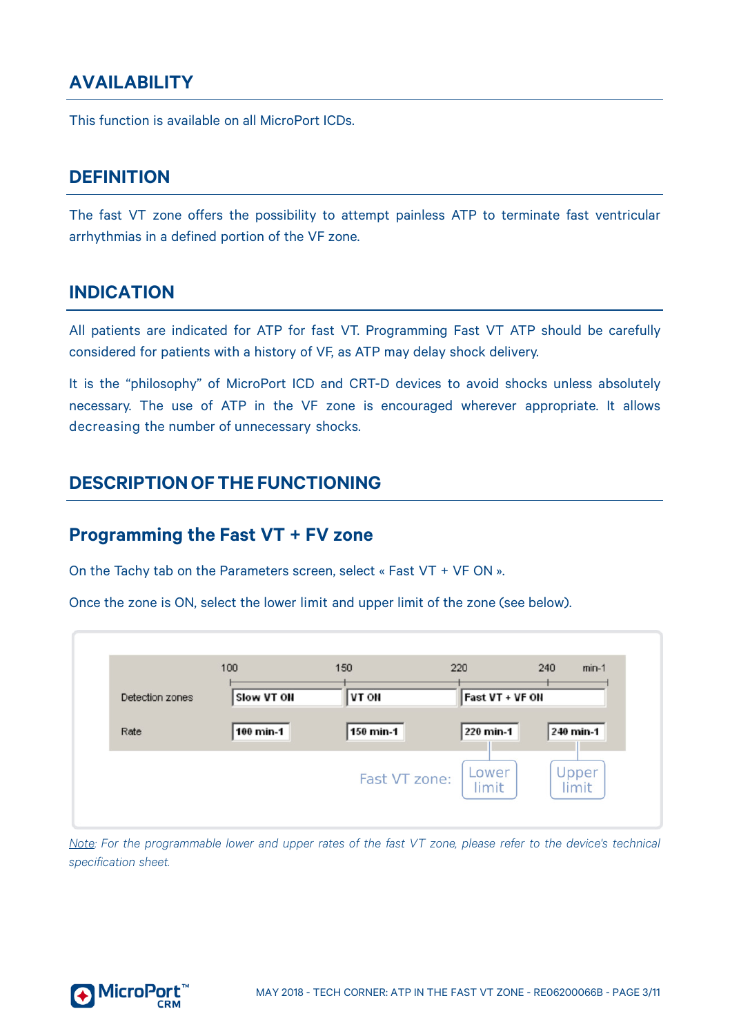## AVAILABILITY

This function is available on all MicroPort ICDs.

## DEFINITION

The fast VT zone offers the possibility to attempt painless ATP to terminate fast ventricular arrhythmias in a defined portion of the VF zone.

## INDICATION

All patients are indicated for ATP for fast VT. Programming Fast VT ATP should be carefully considered for patients with a history of VF, as ATP may delay shock delivery.

It is the "philosophy" of MicroPort ICD and CRT-D devices to avoid shocks unless absolutely necessary. The use of ATP in the VF zone is encouraged wherever appropriate. It allows decreasing the number of unnecessary shocks.

## DESCRIPTION OF THE FUNCTIONING

### Programming the Fast VT + FV zone

On the Tachy tab on the Parameters screen, select « Fast VT + VF ON ».

Once the zone is ON, select the lower limit and upper limit of the zone (see below).

| | 100 | 150 | 220 | 240 min-1 |
|---|---|---|---|---|
| Detection zones | Slow VT ON | VT ON | Fast VT + VF ON | |
| Rate | 100 min-1 | 150 min-1 | 220 min-1 | 240 min-1 |
| Fast VT zone: | | | Lower limit | Upper limit |

*Note: For the programmable lower and upper rates of the fast VT zone, please refer to the device's technical specification sheet.*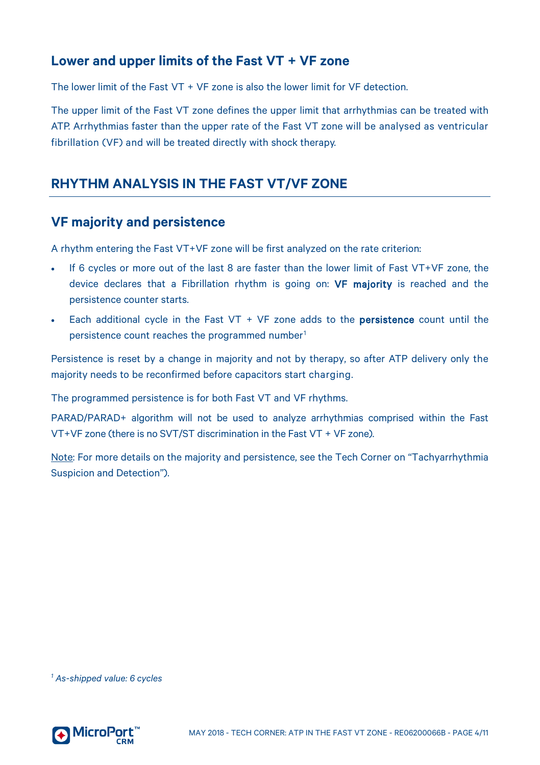## Lower and upper limits of the Fast VT + VF zone

The lower limit of the Fast VT + VF zone is also the lower limit for VF detection.

The upper limit of the Fast VT zone defines the upper limit that arrhythmias can be treated with ATP. Arrhythmias faster than the upper rate of the Fast VT zone will be analysed as ventricular fibrillation (VF) and will be treated directly with shock therapy.

# RHYTHM ANALYSIS IN THE FAST VT/VF ZONE

## VF majority and persistence

A rhythm entering the Fast VT+VF zone will be first analyzed on the rate criterion:

- If 6 cycles or more out of the last 8 are faster than the lower limit of Fast VT+VF zone, the device declares that a Fibrillation rhythm is going on: **VF majority** is reached and the persistence counter starts.
- Each additional cycle in the Fast VT + VF zone adds to the **persistence** count until the persistence count reaches the programmed number[1]

Persistence is reset by a change in majority and not by therapy, so after ATP delivery only the majority needs to be reconfirmed before capacitors start charging.

The programmed persistence is for both Fast VT and VF rhythms.

PARAD/PARAD+ algorithm will not be used to analyze arrhythmias comprised within the Fast VT+VF zone (there is no SVT/ST discrimination in the Fast VT + VF zone).

Note: For more details on the majority and persistence, see the Tech Corner on "Tachyarrhythmia Suspicion and Detection").

[1] *As-shipped value: 6 cycles*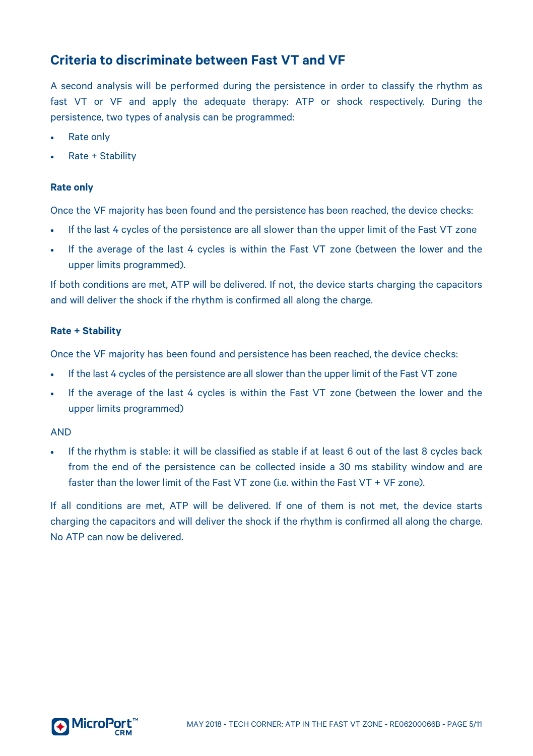## Criteria to discriminate between Fast VT and VF

A second analysis will be performed during the persistence in order to classify the rhythm as fast VT or VF and apply the adequate therapy: ATP or shock respectively. During the persistence, two types of analysis can be programmed:

- Rate only
- Rate + Stability

#### Rate only

Once the VF majority has been found and the persistence has been reached, the device checks:

- If the last 4 cycles of the persistence are all slower than the upper limit of the Fast VT zone
- If the average of the last 4 cycles is within the Fast VT zone (between the lower and the upper limits programmed).

If both conditions are met, ATP will be delivered. If not, the device starts charging the capacitors and will deliver the shock if the rhythm is confirmed all along the charge.

#### Rate + Stability

Once the VF majority has been found and persistence has been reached, the device checks:

- If the last 4 cycles of the persistence are all slower than the upper limit of the Fast VT zone
- If the average of the last 4 cycles is within the Fast VT zone (between the lower and the upper limits programmed)

AND

- If the rhythm is stable: it will be classified as stable if at least 6 out of the last 8 cycles back from the end of the persistence can be collected inside a 30 ms stability window and are faster than the lower limit of the Fast VT zone (i.e. within the Fast VT + VF zone).

If all conditions are met, ATP will be delivered. If one of them is not met, the device starts charging the capacitors and will deliver the shock if the rhythm is confirmed all along the charge. No ATP can now be delivered.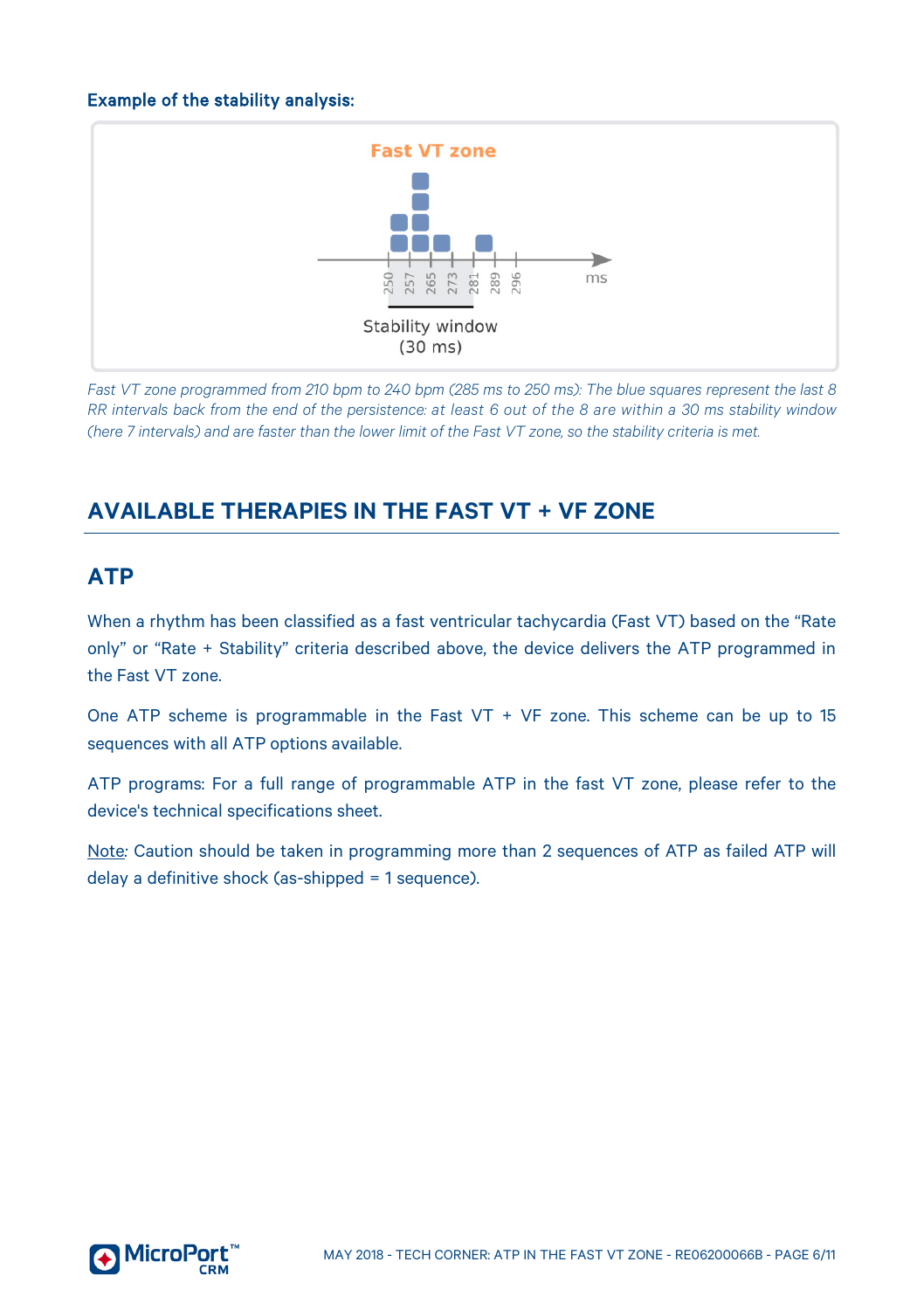**Example of the stability analysis:**

Fast VT zone

250 257 265 273 281 289 296 ms

Stability window
(30 ms)

*Fast VT zone programmed from 210 bpm to 240 bpm (285 ms to 250 ms): The blue squares represent the last 8 RR intervals back from the end of the persistence: at least 6 out of the 8 are within a 30 ms stability window (here 7 intervals) and are faster than the lower limit of the Fast VT zone, so the stability criteria is met.*

## AVAILABLE THERAPIES IN THE FAST VT + VF ZONE

### ATP

When a rhythm has been classified as a fast ventricular tachycardia (Fast VT) based on the “Rate only” or “Rate + Stability” criteria described above, the device delivers the ATP programmed in the Fast VT zone.

One ATP scheme is programmable in the Fast VT + VF zone. This scheme can be up to 15 sequences with all ATP options available.

ATP programs: For a full range of programmable ATP in the fast VT zone, please refer to the device's technical specifications sheet.

Note: Caution should be taken in programming more than 2 sequences of ATP as failed ATP will delay a definitive shock (as-shipped = 1 sequence).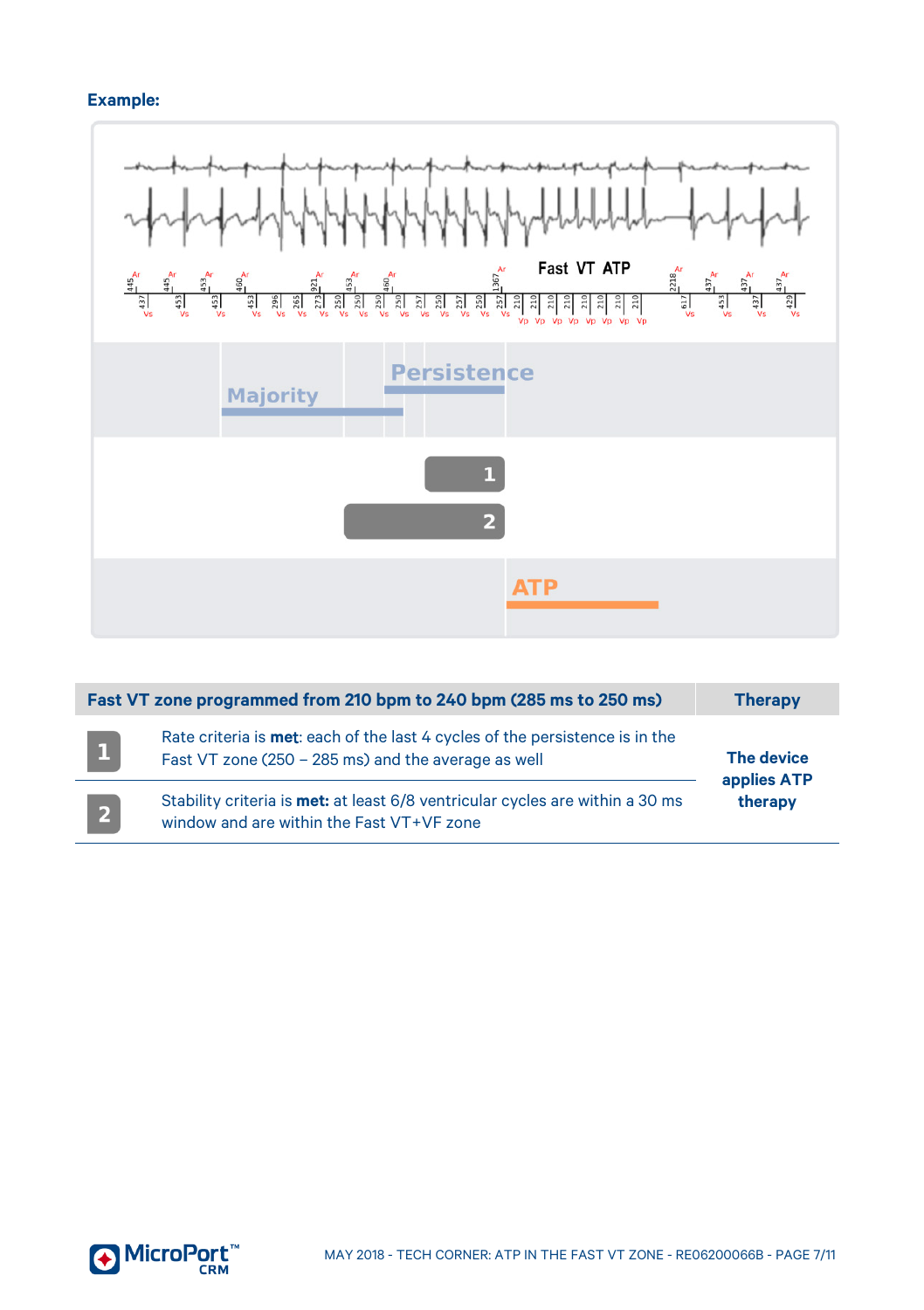**Example:**

| Fast VT zone programmed from 210 bpm to 240 bpm (285 ms to 250 ms) | | Therapy |
|---|---|---|
| 1 | Rate criteria is **met**: each of the last 4 cycles of the persistence is in the Fast VT zone (250 – 285 ms) and the average as well | **The device applies ATP therapy** |
| 2 | Stability criteria is **met:** at least 6/8 ventricular cycles are within a 30 ms window and are within the Fast VT+VF zone | |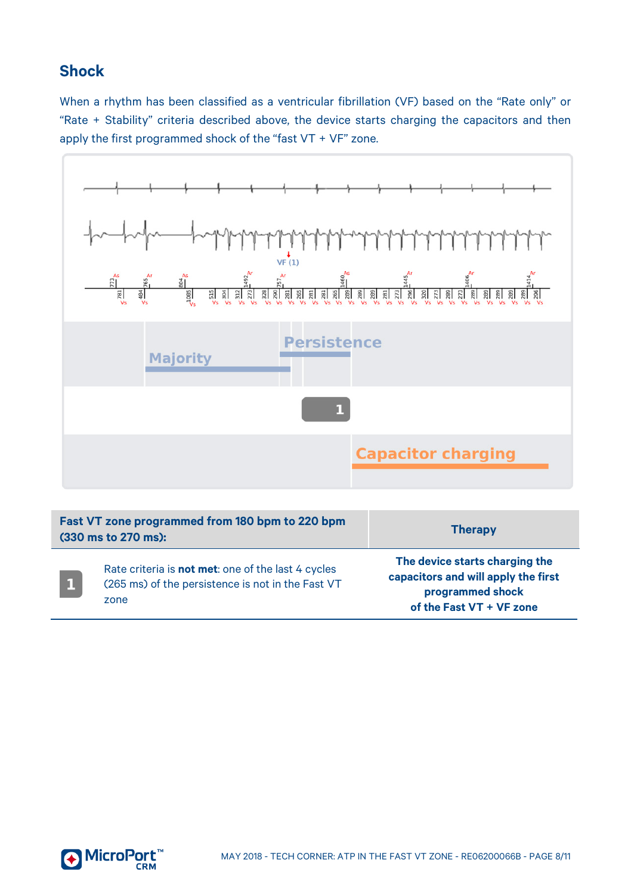## Shock

When a rhythm has been classified as a ventricular fibrillation (VF) based on the "Rate only" or "Rate + Stability" criteria described above, the device starts charging the capacitors and then apply the first programmed shock of the "fast VT + VF" zone.

| Fast VT zone programmed from 180 bpm to 220 bpm (330 ms to 270 ms): | | Therapy |
|---|---|---|
| 1 | Rate criteria is **not met**: one of the last 4 cycles (265 ms) of the persistence is not in the Fast VT zone | **The device starts charging the capacitors and will apply the first programmed shock of the Fast VT + VF zone** |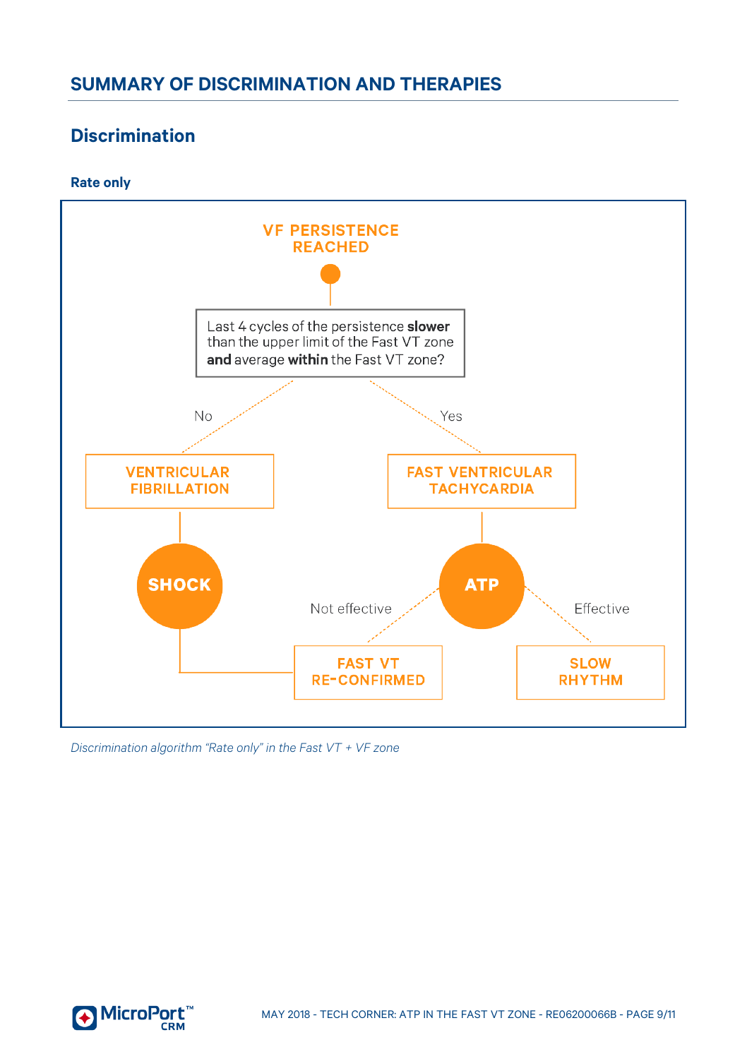## SUMMARY OF DISCRIMINATION AND THERAPIES

### Discrimination

#### Rate only

VF PERSISTENCE REACHED

Last 4 cycles of the persistence **slower** than the upper limit of the Fast VT zone **and** average **within** the Fast VT zone?

No → VENTRICULAR FIBRILLATION → SHOCK

Yes → FAST VENTRICULAR TACHYCARDIA → ATP

ATP – Not effective → FAST VT RE-CONFIRMED → SHOCK

ATP – Effective → SLOW RHYTHM

*Discrimination algorithm "Rate only" in the Fast VT + VF zone*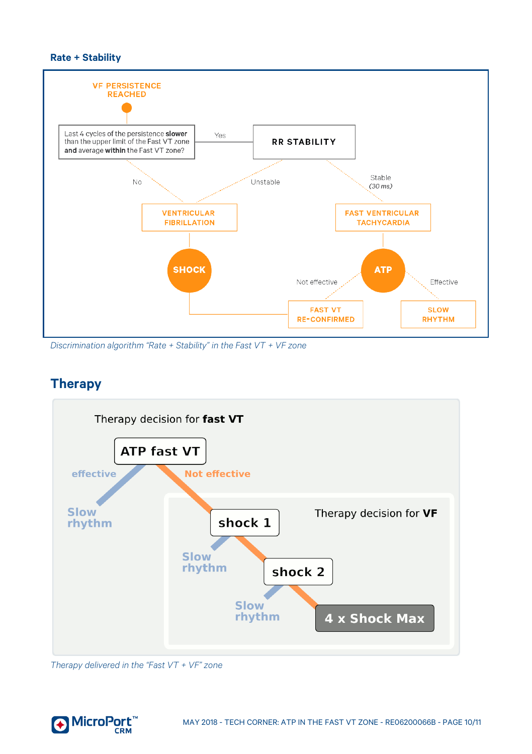### Rate + Stability

VF PERSISTENCE REACHED

Last 4 cycles of the persistence **slower** than the upper limit of the Fast VT zone and average **within** the Fast VT zone?

Yes → RR STABILITY

No → VENTRICULAR FIBRILLATION

Unstable → VENTRICULAR FIBRILLATION

Stable (*30 ms*) → FAST VENTRICULAR TACHYCARDIA

VENTRICULAR FIBRILLATION → SHOCK

FAST VENTRICULAR TACHYCARDIA → ATP

ATP → Not effective → FAST VT RE-CONFIRMED → SHOCK

ATP → Effective → SLOW RHYTHM

*Discrimination algorithm "Rate + Stability" in the Fast VT + VF zone*

## Therapy

Therapy decision for **fast VT**

ATP fast VT
- effective → Slow rhythm
- Not effective → shock 1

Therapy decision for **VF**

shock 1 → Slow rhythm / shock 2

shock 2 → Slow rhythm / 4 x Shock Max

*Therapy delivered in the "Fast VT + VF" zone*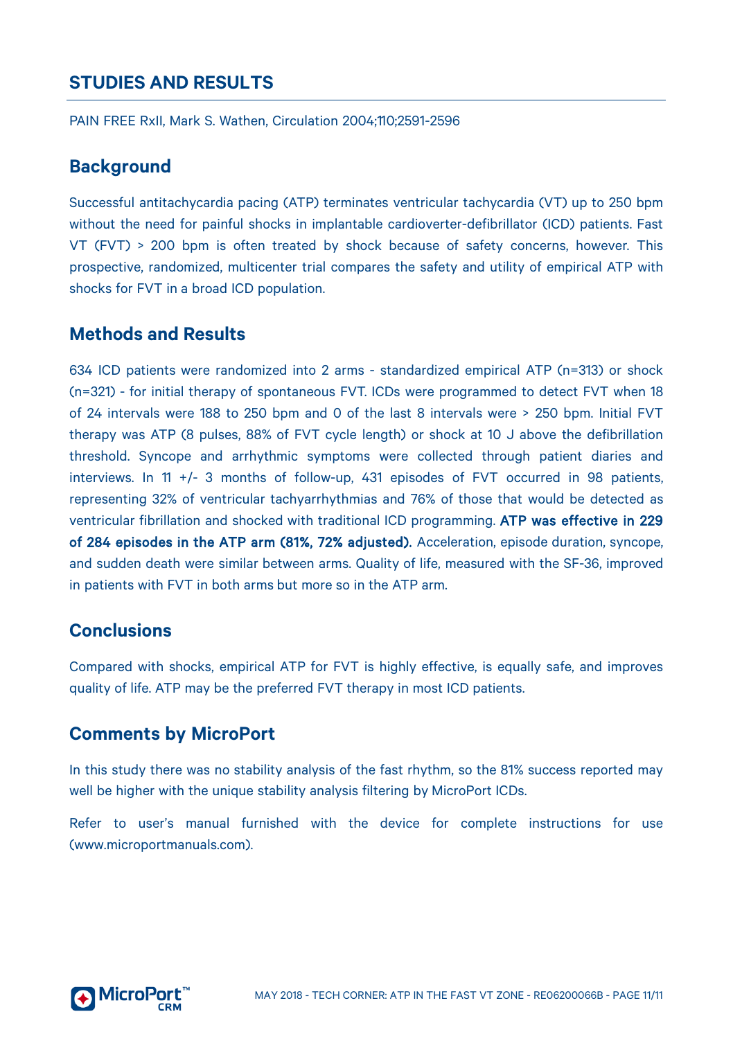## STUDIES AND RESULTS

PAIN FREE RxII, Mark S. Wathen, Circulation 2004;110;2591-2596

### Background

Successful antitachycardia pacing (ATP) terminates ventricular tachycardia (VT) up to 250 bpm without the need for painful shocks in implantable cardioverter-defibrillator (ICD) patients. Fast VT (FVT) > 200 bpm is often treated by shock because of safety concerns, however. This prospective, randomized, multicenter trial compares the safety and utility of empirical ATP with shocks for FVT in a broad ICD population.

### Methods and Results

634 ICD patients were randomized into 2 arms - standardized empirical ATP (n=313) or shock (n=321) - for initial therapy of spontaneous FVT. ICDs were programmed to detect FVT when 18 of 24 intervals were 188 to 250 bpm and 0 of the last 8 intervals were > 250 bpm. Initial FVT therapy was ATP (8 pulses, 88% of FVT cycle length) or shock at 10 J above the defibrillation threshold. Syncope and arrhythmic symptoms were collected through patient diaries and interviews. In 11 +/- 3 months of follow-up, 431 episodes of FVT occurred in 98 patients, representing 32% of ventricular tachyarrhythmias and 76% of those that would be detected as ventricular fibrillation and shocked with traditional ICD programming. **ATP was effective in 229 of 284 episodes in the ATP arm (81%, 72% adjusted).** Acceleration, episode duration, syncope, and sudden death were similar between arms. Quality of life, measured with the SF-36, improved in patients with FVT in both arms but more so in the ATP arm.

### Conclusions

Compared with shocks, empirical ATP for FVT is highly effective, is equally safe, and improves quality of life. ATP may be the preferred FVT therapy in most ICD patients.

### Comments by MicroPort

In this study there was no stability analysis of the fast rhythm, so the 81% success reported may well be higher with the unique stability analysis filtering by MicroPort ICDs.

Refer to user's manual furnished with the device for complete instructions for use (www.microportmanuals.com).